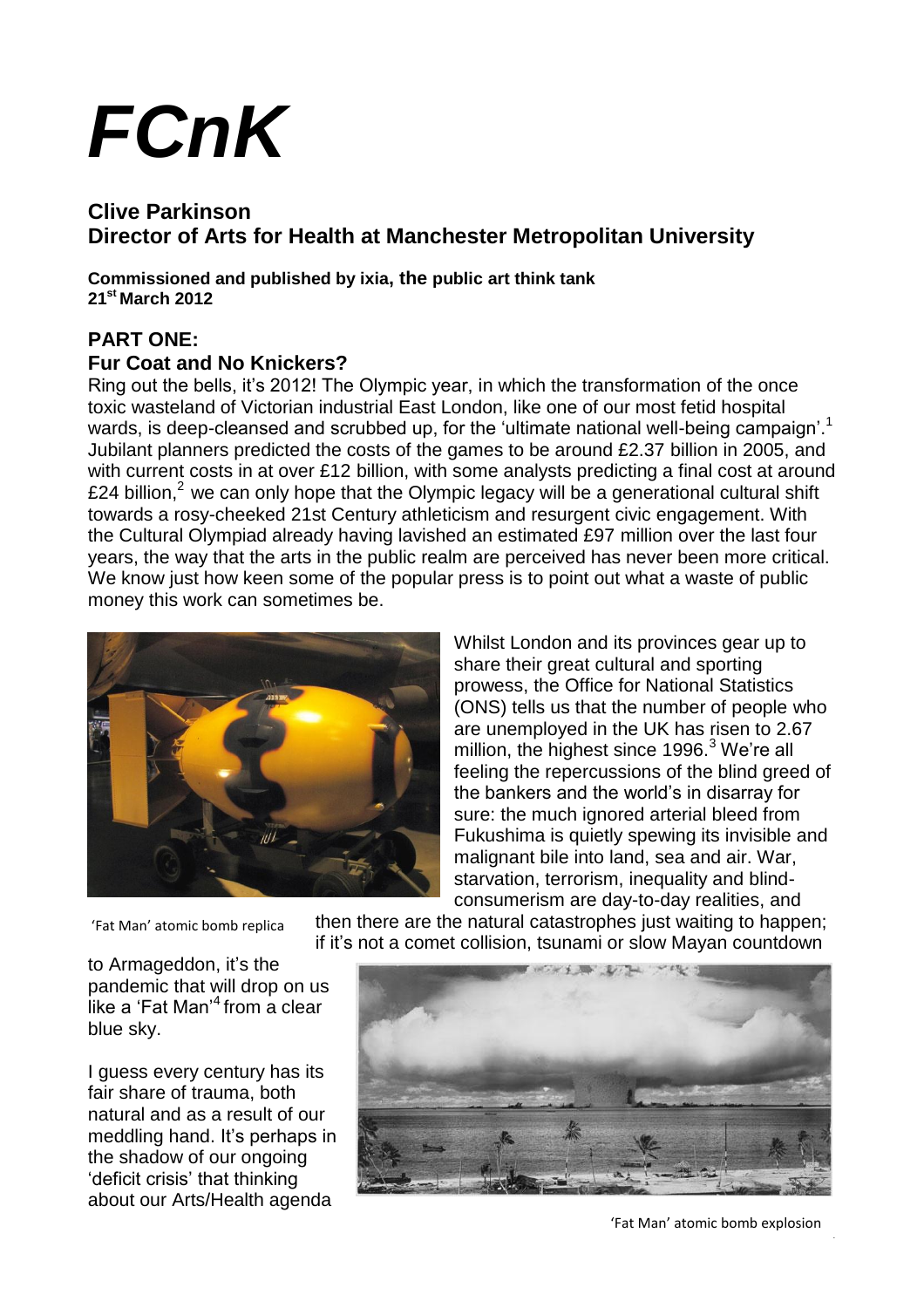# *FCnK*

## Clive Parkinson
## Director of Arts for Health at Manchester Metropolitan University

**Commissioned and published by ixia, the public art think tank**
**21st March 2012**

## PART ONE:
### Fur Coat and No Knickers?

Ring out the bells, it's 2012! The Olympic year, in which the transformation of the once toxic wasteland of Victorian industrial East London, like one of our most fetid hospital wards, is deep-cleansed and scrubbed up, for the 'ultimate national well-being campaign'.[1] Jubilant planners predicted the costs of the games to be around £2.37 billion in 2005, and with current costs in at over £12 billion, with some analysts predicting a final cost at around £24 billion,[2] we can only hope that the Olympic legacy will be a generational cultural shift towards a rosy-cheeked 21st Century athleticism and resurgent civic engagement. With the Cultural Olympiad already having lavished an estimated £97 million over the last four years, the way that the arts in the public realm are perceived has never been more critical. We know just how keen some of the popular press is to point out what a waste of public money this work can sometimes be.

'Fat Man' atomic bomb replica

Whilst London and its provinces gear up to share their great cultural and sporting prowess, the Office for National Statistics (ONS) tells us that the number of people who are unemployed in the UK has risen to 2.67 million, the highest since 1996.[3] We're all feeling the repercussions of the blind greed of the bankers and the world's in disarray for sure: the much ignored arterial bleed from Fukushima is quietly spewing its invisible and malignant bile into land, sea and air. War, starvation, terrorism, inequality and blind-consumerism are day-to-day realities, and then there are the natural catastrophes just waiting to happen; if it's not a comet collision, tsunami or slow Mayan countdown to Armageddon, it's the pandemic that will drop on us like a 'Fat Man'[4] from a clear blue sky.

I guess every century has its fair share of trauma, both natural and as a result of our meddling hand. It's perhaps in the shadow of our ongoing 'deficit crisis' that thinking about our Arts/Health agenda

'Fat Man' atomic bomb explosion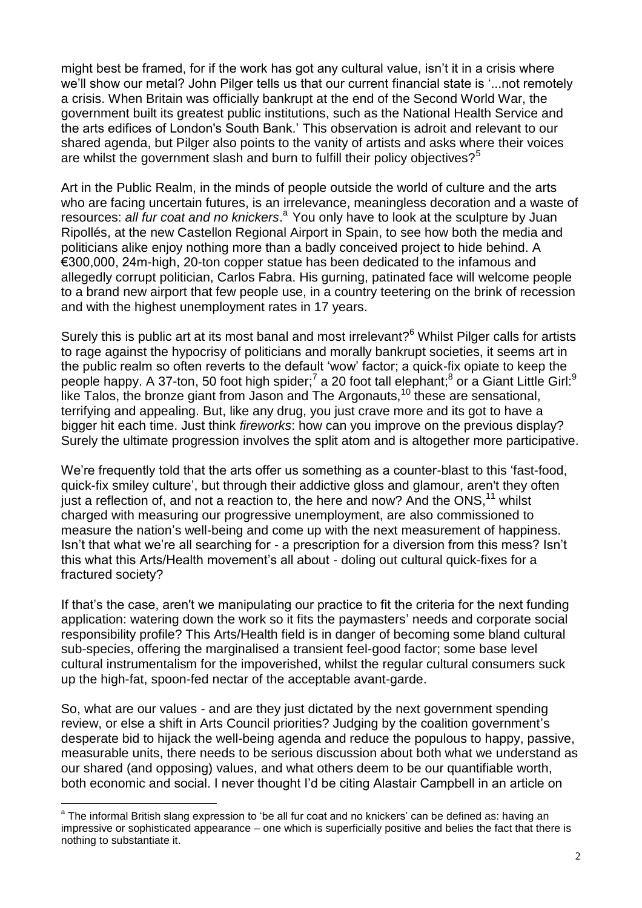might best be framed, for if the work has got any cultural value, isn't it in a crisis where we'll show our metal? John Pilger tells us that our current financial state is '...not remotely a crisis. When Britain was officially bankrupt at the end of the Second World War, the government built its greatest public institutions, such as the National Health Service and the arts edifices of London's South Bank.' This observation is adroit and relevant to our shared agenda, but Pilger also points to the vanity of artists and asks where their voices are whilst the government slash and burn to fulfill their policy objectives?[5]

Art in the Public Realm, in the minds of people outside the world of culture and the arts who are facing uncertain futures, is an irrelevance, meaningless decoration and a waste of resources: *all fur coat and no knickers*.[a] You only have to look at the sculpture by Juan Ripollés, at the new Castellon Regional Airport in Spain, to see how both the media and politicians alike enjoy nothing more than a badly conceived project to hide behind. A €300,000, 24m-high, 20-ton copper statue has been dedicated to the infamous and allegedly corrupt politician, Carlos Fabra. His gurning, patinated face will welcome people to a brand new airport that few people use, in a country teetering on the brink of recession and with the highest unemployment rates in 17 years.

Surely this is public art at its most banal and most irrelevant?[6] Whilst Pilger calls for artists to rage against the hypocrisy of politicians and morally bankrupt societies, it seems art in the public realm so often reverts to the default 'wow' factor; a quick-fix opiate to keep the people happy. A 37-ton, 50 foot high spider;[7] a 20 foot tall elephant;[8] or a Giant Little Girl:[9] like Talos, the bronze giant from Jason and The Argonauts,[10] these are sensational, terrifying and appealing. But, like any drug, you just crave more and its got to have a bigger hit each time. Just think *fireworks*: how can you improve on the previous display? Surely the ultimate progression involves the split atom and is altogether more participative.

We're frequently told that the arts offer us something as a counter-blast to this 'fast-food, quick-fix smiley culture', but through their addictive gloss and glamour, aren't they often just a reflection of, and not a reaction to, the here and now? And the ONS,[11] whilst charged with measuring our progressive unemployment, are also commissioned to measure the nation's well-being and come up with the next measurement of happiness. Isn't that what we're all searching for - a prescription for a diversion from this mess? Isn't this what this Arts/Health movement's all about - doling out cultural quick-fixes for a fractured society?

If that's the case, aren't we manipulating our practice to fit the criteria for the next funding application: watering down the work so it fits the paymasters' needs and corporate social responsibility profile? This Arts/Health field is in danger of becoming some bland cultural sub-species, offering the marginalised a transient feel-good factor; some base level cultural instrumentalism for the impoverished, whilst the regular cultural consumers suck up the high-fat, spoon-fed nectar of the acceptable avant-garde.

So, what are our values - and are they just dictated by the next government spending review, or else a shift in Arts Council priorities? Judging by the coalition government's desperate bid to hijack the well-being agenda and reduce the populous to happy, passive, measurable units, there needs to be serious discussion about both what we understand as our shared (and opposing) values, and what others deem to be our quantifiable worth, both economic and social. I never thought I'd be citing Alastair Campbell in an article on

---

[a] The informal British slang expression to 'be all fur coat and no knickers' can be defined as: having an impressive or sophisticated appearance – one which is superficially positive and belies the fact that there is nothing to substantiate it.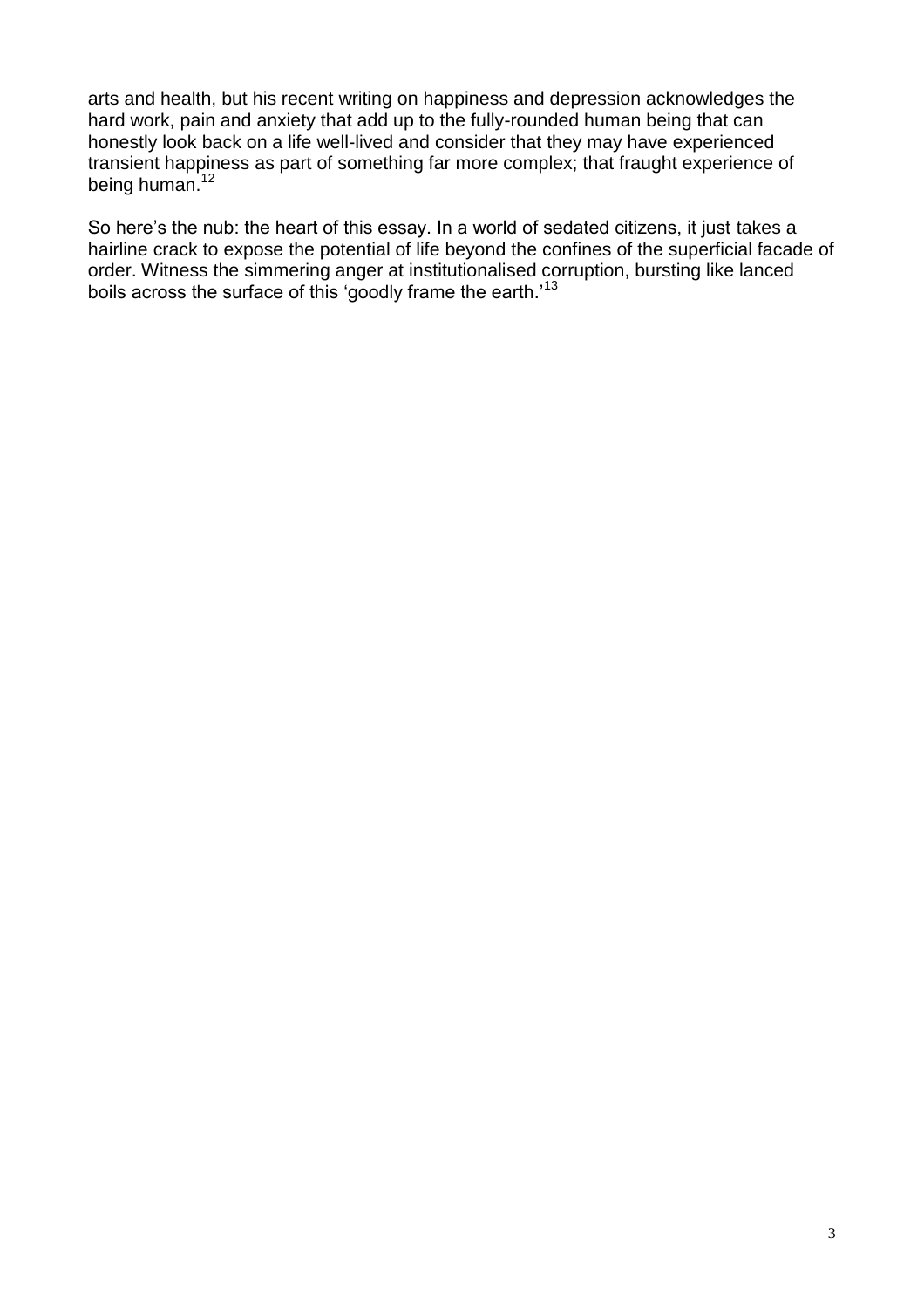arts and health, but his recent writing on happiness and depression acknowledges the hard work, pain and anxiety that add up to the fully-rounded human being that can honestly look back on a life well-lived and consider that they may have experienced transient happiness as part of something far more complex; that fraught experience of being human.[12]

So here's the nub: the heart of this essay. In a world of sedated citizens, it just takes a hairline crack to expose the potential of life beyond the confines of the superficial facade of order. Witness the simmering anger at institutionalised corruption, bursting like lanced boils across the surface of this 'goodly frame the earth.'[13]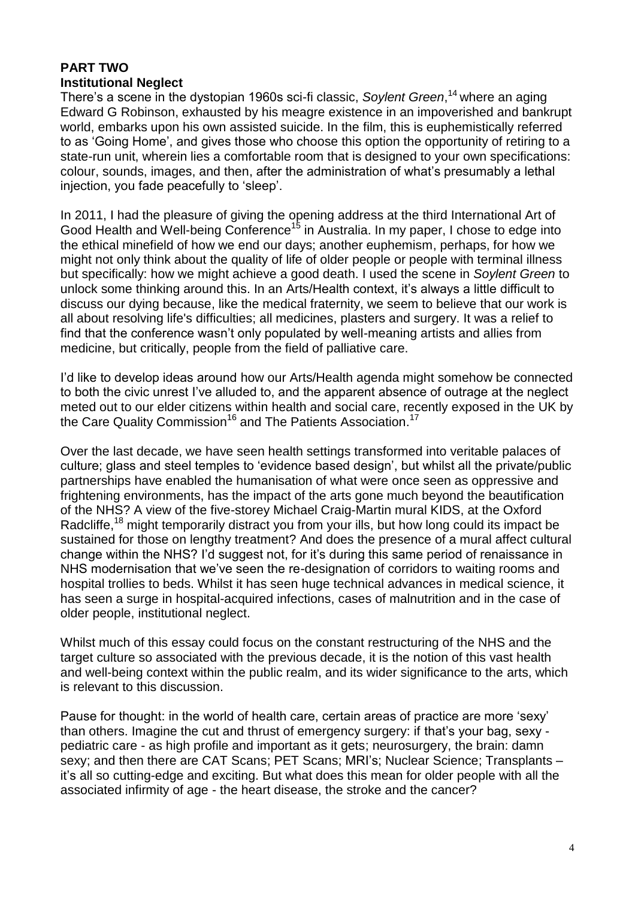## PART TWO

### Institutional Neglect

There's a scene in the dystopian 1960s sci-fi classic, *Soylent Green*,[14] where an aging Edward G Robinson, exhausted by his meagre existence in an impoverished and bankrupt world, embarks upon his own assisted suicide. In the film, this is euphemistically referred to as 'Going Home', and gives those who choose this option the opportunity of retiring to a state-run unit, wherein lies a comfortable room that is designed to your own specifications: colour, sounds, images, and then, after the administration of what's presumably a lethal injection, you fade peacefully to 'sleep'.

In 2011, I had the pleasure of giving the opening address at the third International Art of Good Health and Well-being Conference[15] in Australia. In my paper, I chose to edge into the ethical minefield of how we end our days; another euphemism, perhaps, for how we might not only think about the quality of life of older people or people with terminal illness but specifically: how we might achieve a good death. I used the scene in *Soylent Green* to unlock some thinking around this. In an Arts/Health context, it's always a little difficult to discuss our dying because, like the medical fraternity, we seem to believe that our work is all about resolving life's difficulties; all medicines, plasters and surgery. It was a relief to find that the conference wasn't only populated by well-meaning artists and allies from medicine, but critically, people from the field of palliative care.

I'd like to develop ideas around how our Arts/Health agenda might somehow be connected to both the civic unrest I've alluded to, and the apparent absence of outrage at the neglect meted out to our elder citizens within health and social care, recently exposed in the UK by the Care Quality Commission[16] and The Patients Association.[17]

Over the last decade, we have seen health settings transformed into veritable palaces of culture; glass and steel temples to 'evidence based design', but whilst all the private/public partnerships have enabled the humanisation of what were once seen as oppressive and frightening environments, has the impact of the arts gone much beyond the beautification of the NHS? A view of the five-storey Michael Craig-Martin mural KIDS, at the Oxford Radcliffe,[18] might temporarily distract you from your ills, but how long could its impact be sustained for those on lengthy treatment? And does the presence of a mural affect cultural change within the NHS? I'd suggest not, for it's during this same period of renaissance in NHS modernisation that we've seen the re-designation of corridors to waiting rooms and hospital trollies to beds. Whilst it has seen huge technical advances in medical science, it has seen a surge in hospital-acquired infections, cases of malnutrition and in the case of older people, institutional neglect.

Whilst much of this essay could focus on the constant restructuring of the NHS and the target culture so associated with the previous decade, it is the notion of this vast health and well-being context within the public realm, and its wider significance to the arts, which is relevant to this discussion.

Pause for thought: in the world of health care, certain areas of practice are more 'sexy' than others. Imagine the cut and thrust of emergency surgery: if that's your bag, sexy - pediatric care - as high profile and important as it gets; neurosurgery, the brain: damn sexy; and then there are CAT Scans; PET Scans; MRI's; Nuclear Science; Transplants – it's all so cutting-edge and exciting. But what does this mean for older people with all the associated infirmity of age - the heart disease, the stroke and the cancer?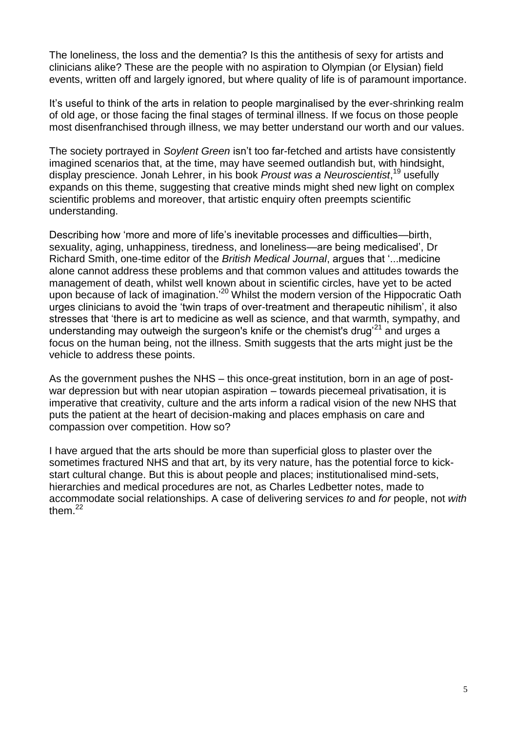The loneliness, the loss and the dementia? Is this the antithesis of sexy for artists and clinicians alike? These are the people with no aspiration to Olympian (or Elysian) field events, written off and largely ignored, but where quality of life is of paramount importance.

It's useful to think of the arts in relation to people marginalised by the ever-shrinking realm of old age, or those facing the final stages of terminal illness. If we focus on those people most disenfranchised through illness, we may better understand our worth and our values.

The society portrayed in *Soylent Green* isn't too far-fetched and artists have consistently imagined scenarios that, at the time, may have seemed outlandish but, with hindsight, display prescience. Jonah Lehrer, in his book *Proust was a Neuroscientist*,[19] usefully expands on this theme, suggesting that creative minds might shed new light on complex scientific problems and moreover, that artistic enquiry often preempts scientific understanding.

Describing how 'more and more of life's inevitable processes and difficulties—birth, sexuality, aging, unhappiness, tiredness, and loneliness—are being medicalised', Dr Richard Smith, one-time editor of the *British Medical Journal*, argues that '...medicine alone cannot address these problems and that common values and attitudes towards the management of death, whilst well known about in scientific circles, have yet to be acted upon because of lack of imagination.'[20] Whilst the modern version of the Hippocratic Oath urges clinicians to avoid the 'twin traps of over-treatment and therapeutic nihilism', it also stresses that 'there is art to medicine as well as science, and that warmth, sympathy, and understanding may outweigh the surgeon's knife or the chemist's drug'[21] and urges a focus on the human being, not the illness. Smith suggests that the arts might just be the vehicle to address these points.

As the government pushes the NHS – this once-great institution, born in an age of post-war depression but with near utopian aspiration – towards piecemeal privatisation, it is imperative that creativity, culture and the arts inform a radical vision of the new NHS that puts the patient at the heart of decision-making and places emphasis on care and compassion over competition. How so?

I have argued that the arts should be more than superficial gloss to plaster over the sometimes fractured NHS and that art, by its very nature, has the potential force to kick-start cultural change. But this is about people and places; institutionalised mind-sets, hierarchies and medical procedures are not, as Charles Ledbetter notes, made to accommodate social relationships. A case of delivering services *to* and *for* people, not *with* them.[22]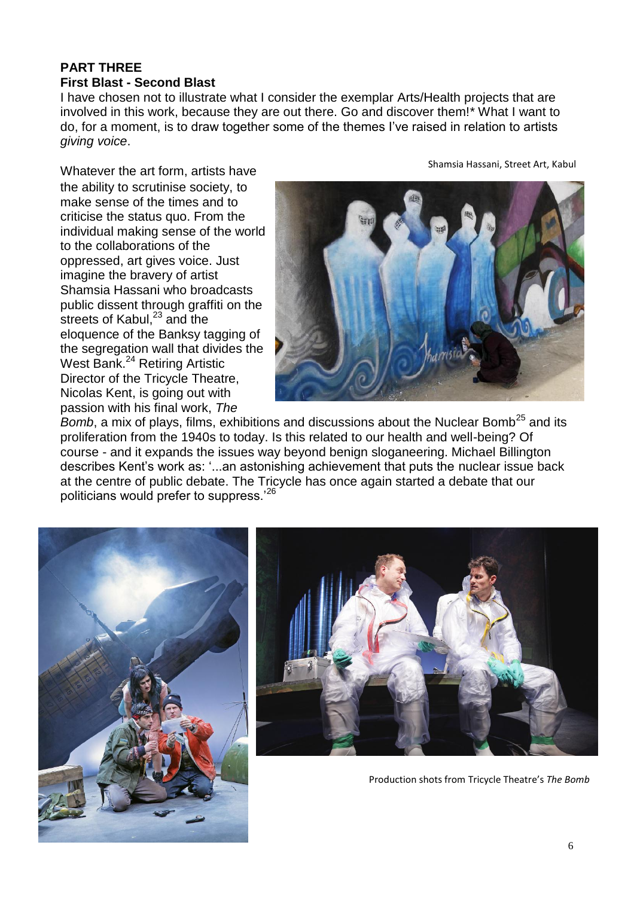**PART THREE**

**First Blast - Second Blast**

I have chosen not to illustrate what I consider the exemplar Arts/Health projects that are involved in this work, because they are out there. Go and discover them!* What I want to do, for a moment, is to draw together some of the themes I've raised in relation to artists *giving voice*.

Shamsia Hassani, Street Art, Kabul

Whatever the art form, artists have the ability to scrutinise society, to make sense of the times and to criticise the status quo. From the individual making sense of the world to the collaborations of the oppressed, art gives voice. Just imagine the bravery of artist Shamsia Hassani who broadcasts public dissent through graffiti on the streets of Kabul,[23] and the eloquence of the Banksy tagging of the segregation wall that divides the West Bank.[24] Retiring Artistic Director of the Tricycle Theatre, Nicolas Kent, is going out with passion with his final work, *The Bomb*, a mix of plays, films, exhibitions and discussions about the Nuclear Bomb[25] and its proliferation from the 1940s to today. Is this related to our health and well-being? Of course - and it expands the issues way beyond benign sloganeering. Michael Billington describes Kent's work as: '...an astonishing achievement that puts the nuclear issue back at the centre of public debate. The Tricycle has once again started a debate that our politicians would prefer to suppress.'[26]

Production shots from Tricycle Theatre's *The Bomb*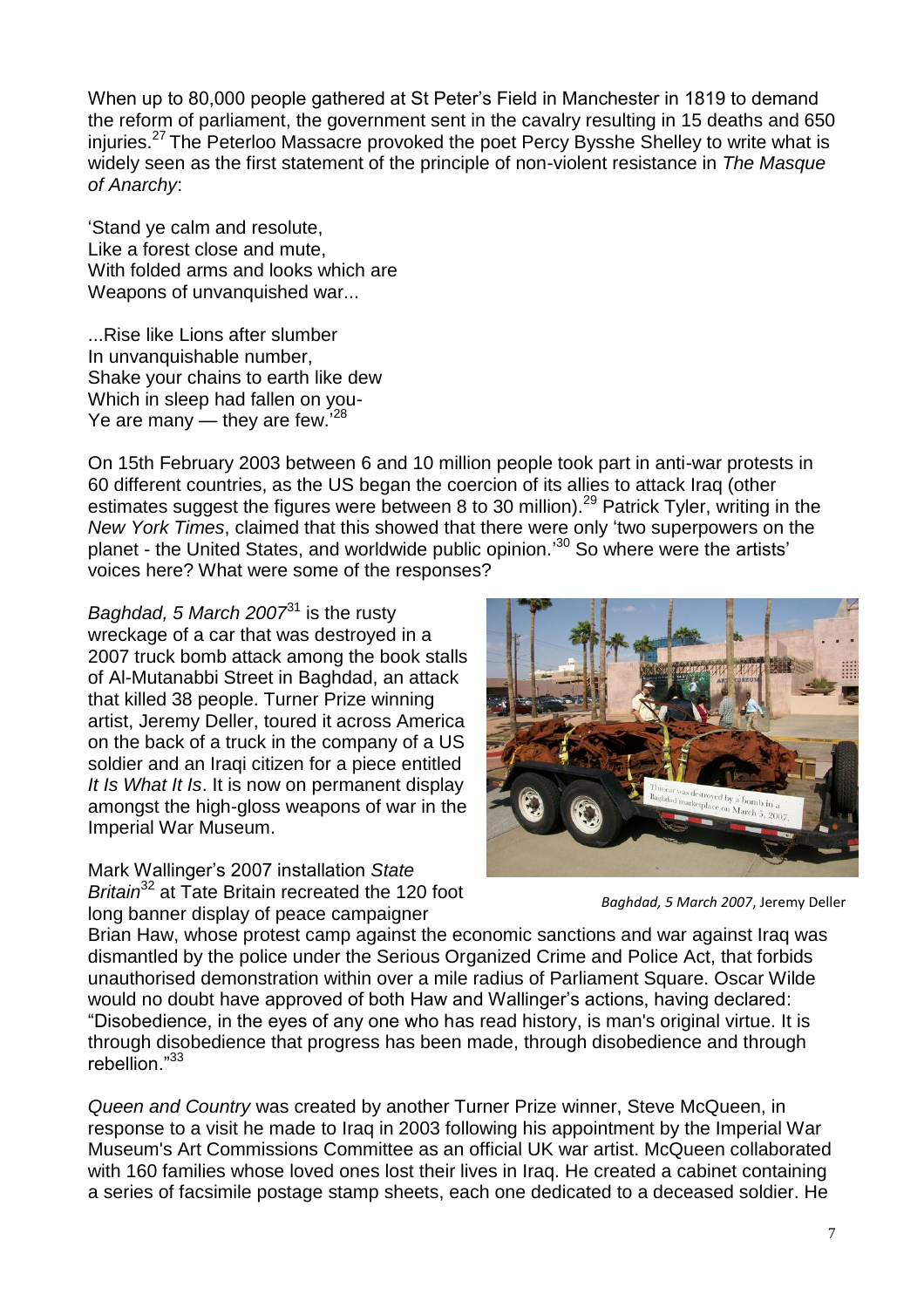When up to 80,000 people gathered at St Peter's Field in Manchester in 1819 to demand the reform of parliament, the government sent in the cavalry resulting in 15 deaths and 650 injuries.[27] The Peterloo Massacre provoked the poet Percy Bysshe Shelley to write what is widely seen as the first statement of the principle of non-violent resistance in *The Masque of Anarchy*:

'Stand ye calm and resolute,
Like a forest close and mute,
With folded arms and looks which are
Weapons of unvanquished war...

...Rise like Lions after slumber
In unvanquishable number,
Shake your chains to earth like dew
Which in sleep had fallen on you-
Ye are many — they are few.'[28]

On 15th February 2003 between 6 and 10 million people took part in anti-war protests in 60 different countries, as the US began the coercion of its allies to attack Iraq (other estimates suggest the figures were between 8 to 30 million).[29] Patrick Tyler, writing in the *New York Times*, claimed that this showed that there were only 'two superpowers on the planet - the United States, and worldwide public opinion.'[30] So where were the artists' voices here? What were some of the responses?

*Baghdad, 5 March 2007*[31] is the rusty wreckage of a car that was destroyed in a 2007 truck bomb attack among the book stalls of Al-Mutanabbi Street in Baghdad, an attack that killed 38 people. Turner Prize winning artist, Jeremy Deller, toured it across America on the back of a truck in the company of a US soldier and an Iraqi citizen for a piece entitled *It Is What It Is*. It is now on permanent display amongst the high-gloss weapons of war in the Imperial War Museum.

*Baghdad, 5 March 2007*, Jeremy Deller

Mark Wallinger's 2007 installation *State Britain*[32] at Tate Britain recreated the 120 foot long banner display of peace campaigner Brian Haw, whose protest camp against the economic sanctions and war against Iraq was dismantled by the police under the Serious Organized Crime and Police Act, that forbids unauthorised demonstration within over a mile radius of Parliament Square. Oscar Wilde would no doubt have approved of both Haw and Wallinger's actions, having declared: "Disobedience, in the eyes of any one who has read history, is man's original virtue. It is through disobedience that progress has been made, through disobedience and through rebellion."[33]

*Queen and Country* was created by another Turner Prize winner, Steve McQueen, in response to a visit he made to Iraq in 2003 following his appointment by the Imperial War Museum's Art Commissions Committee as an official UK war artist. McQueen collaborated with 160 families whose loved ones lost their lives in Iraq. He created a cabinet containing a series of facsimile postage stamp sheets, each one dedicated to a deceased soldier. He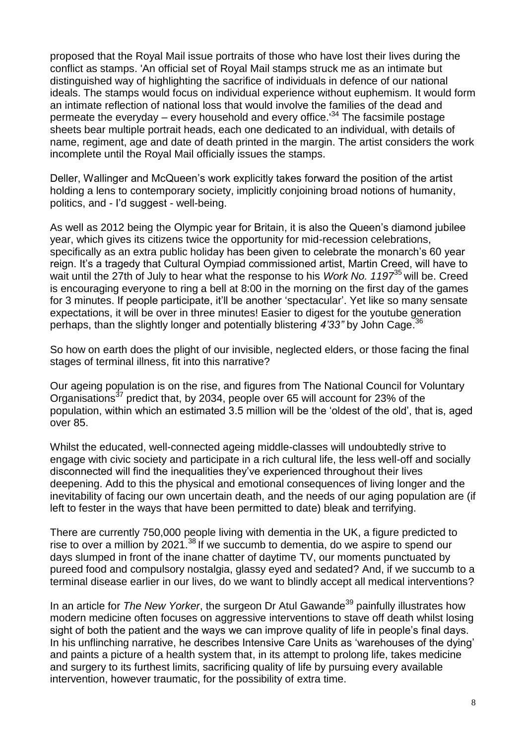proposed that the Royal Mail issue portraits of those who have lost their lives during the conflict as stamps. 'An official set of Royal Mail stamps struck me as an intimate but distinguished way of highlighting the sacrifice of individuals in defence of our national ideals. The stamps would focus on individual experience without euphemism. It would form an intimate reflection of national loss that would involve the families of the dead and permeate the everyday – every household and every office.'[34] The facsimile postage sheets bear multiple portrait heads, each one dedicated to an individual, with details of name, regiment, age and date of death printed in the margin. The artist considers the work incomplete until the Royal Mail officially issues the stamps.

Deller, Wallinger and McQueen's work explicitly takes forward the position of the artist holding a lens to contemporary society, implicitly conjoining broad notions of humanity, politics, and - I'd suggest - well-being.

As well as 2012 being the Olympic year for Britain, it is also the Queen's diamond jubilee year, which gives its citizens twice the opportunity for mid-recession celebrations, specifically as an extra public holiday has been given to celebrate the monarch's 60 year reign. It's a tragedy that Cultural Oympiad commissioned artist, Martin Creed, will have to wait until the 27th of July to hear what the response to his *Work No. 1197*[35] will be. Creed is encouraging everyone to ring a bell at 8:00 in the morning on the first day of the games for 3 minutes. If people participate, it'll be another 'spectacular'. Yet like so many sensate expectations, it will be over in three minutes! Easier to digest for the youtube generation perhaps, than the slightly longer and potentially blistering *4'33"* by John Cage.[36]

So how on earth does the plight of our invisible, neglected elders, or those facing the final stages of terminal illness, fit into this narrative?

Our ageing population is on the rise, and figures from The National Council for Voluntary Organisations[37] predict that, by 2034, people over 65 will account for 23% of the population, within which an estimated 3.5 million will be the 'oldest of the old', that is, aged over 85.

Whilst the educated, well-connected ageing middle-classes will undoubtedly strive to engage with civic society and participate in a rich cultural life, the less well-off and socially disconnected will find the inequalities they've experienced throughout their lives deepening. Add to this the physical and emotional consequences of living longer and the inevitability of facing our own uncertain death, and the needs of our aging population are (if left to fester in the ways that have been permitted to date) bleak and terrifying.

There are currently 750,000 people living with dementia in the UK, a figure predicted to rise to over a million by 2021.[38] If we succumb to dementia, do we aspire to spend our days slumped in front of the inane chatter of daytime TV, our moments punctuated by pureed food and compulsory nostalgia, glassy eyed and sedated? And, if we succumb to a terminal disease earlier in our lives, do we want to blindly accept all medical interventions?

In an article for *The New Yorker*, the surgeon Dr Atul Gawande[39] painfully illustrates how modern medicine often focuses on aggressive interventions to stave off death whilst losing sight of both the patient and the ways we can improve quality of life in people's final days. In his unflinching narrative, he describes Intensive Care Units as 'warehouses of the dying' and paints a picture of a health system that, in its attempt to prolong life, takes medicine and surgery to its furthest limits, sacrificing quality of life by pursuing every available intervention, however traumatic, for the possibility of extra time.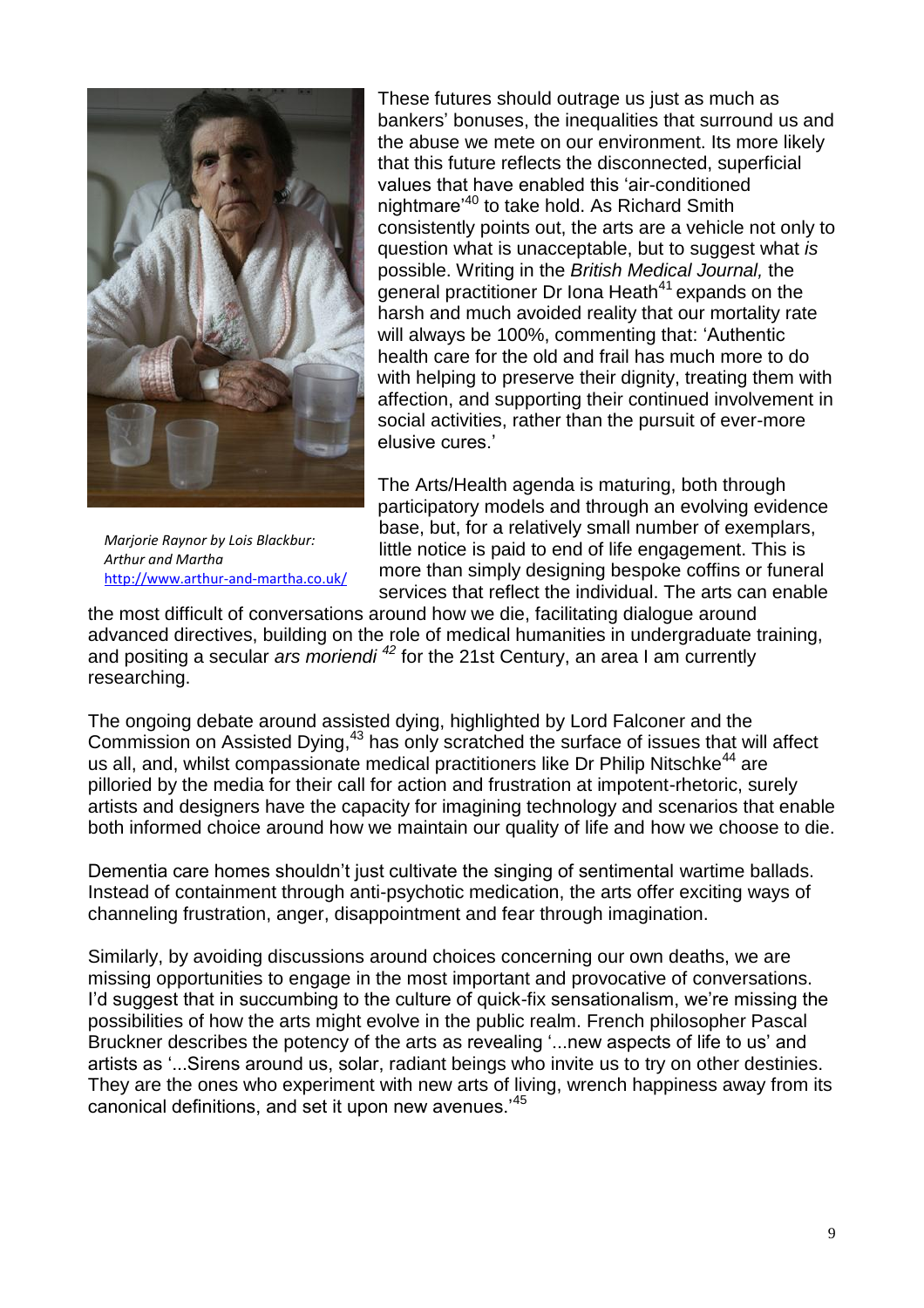*Marjorie Raynor by Lois Blackbur: Arthur and Martha*
*http://www.arthur-and-martha.co.uk/*

These futures should outrage us just as much as bankers' bonuses, the inequalities that surround us and the abuse we mete on our environment. Its more likely that this future reflects the disconnected, superficial values that have enabled this 'air-conditioned nightmare'[40] to take hold. As Richard Smith consistently points out, the arts are a vehicle not only to question what is unacceptable, but to suggest what *is* possible. Writing in the *British Medical Journal,* the general practitioner Dr Iona Heath[41] expands on the harsh and much avoided reality that our mortality rate will always be 100%, commenting that: 'Authentic health care for the old and frail has much more to do with helping to preserve their dignity, treating them with affection, and supporting their continued involvement in social activities, rather than the pursuit of ever-more elusive cures.'

The Arts/Health agenda is maturing, both through participatory models and through an evolving evidence base, but, for a relatively small number of exemplars, little notice is paid to end of life engagement. This is more than simply designing bespoke coffins or funeral services that reflect the individual. The arts can enable the most difficult of conversations around how we die, facilitating dialogue around advanced directives, building on the role of medical humanities in undergraduate training, and positing a secular *ars moriendi* [42] for the 21st Century, an area I am currently researching.

The ongoing debate around assisted dying, highlighted by Lord Falconer and the Commission on Assisted Dying,[43] has only scratched the surface of issues that will affect us all, and, whilst compassionate medical practitioners like Dr Philip Nitschke[44] are pilloried by the media for their call for action and frustration at impotent-rhetoric, surely artists and designers have the capacity for imagining technology and scenarios that enable both informed choice around how we maintain our quality of life and how we choose to die.

Dementia care homes shouldn't just cultivate the singing of sentimental wartime ballads. Instead of containment through anti-psychotic medication, the arts offer exciting ways of channeling frustration, anger, disappointment and fear through imagination.

Similarly, by avoiding discussions around choices concerning our own deaths, we are missing opportunities to engage in the most important and provocative of conversations. I'd suggest that in succumbing to the culture of quick-fix sensationalism, we're missing the possibilities of how the arts might evolve in the public realm. French philosopher Pascal Bruckner describes the potency of the arts as revealing '...new aspects of life to us' and artists as '...Sirens around us, solar, radiant beings who invite us to try on other destinies. They are the ones who experiment with new arts of living, wrench happiness away from its canonical definitions, and set it upon new avenues.'[45]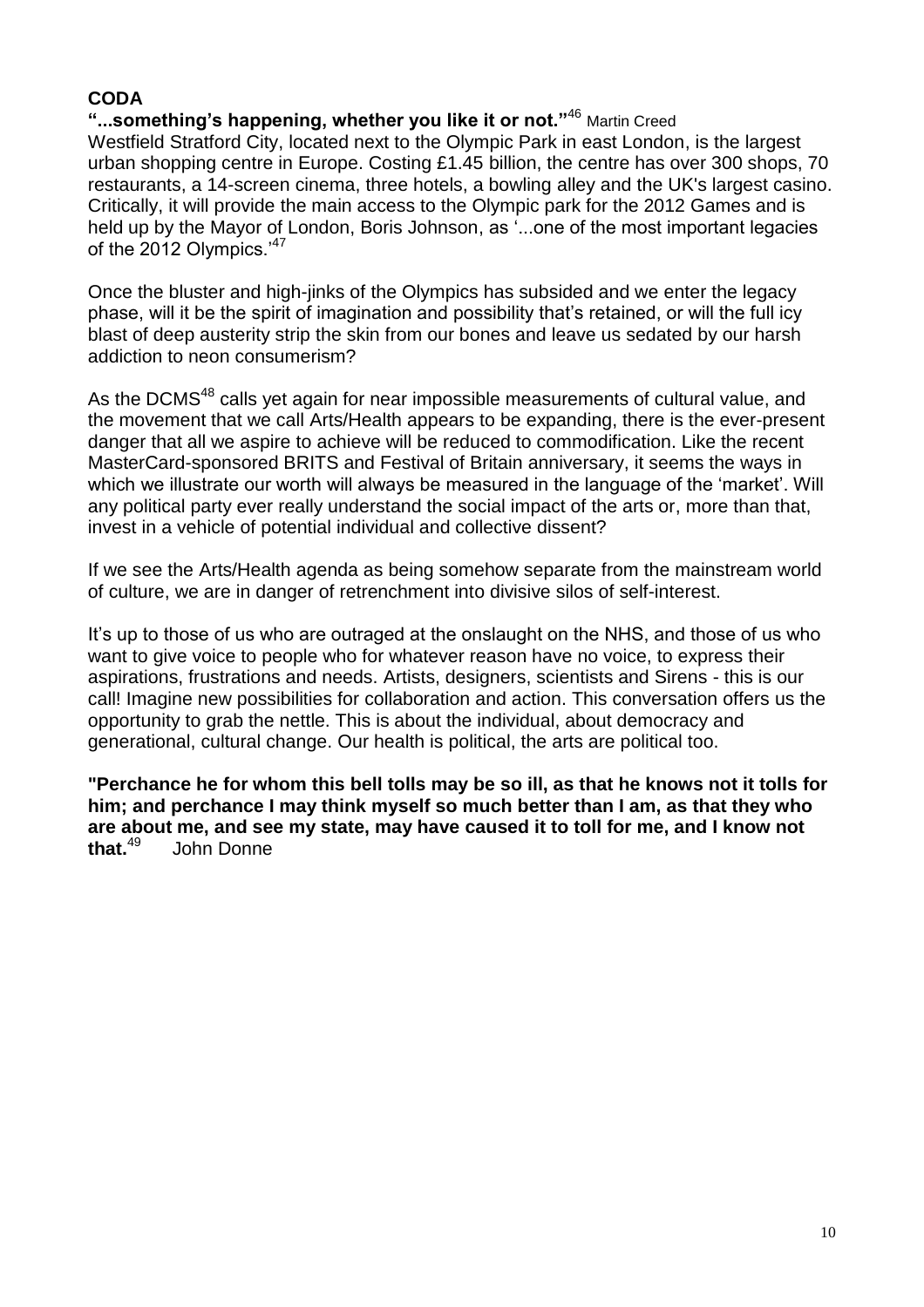## CODA

**"...something's happening, whether you like it or not."**[46] Martin Creed

Westfield Stratford City, located next to the Olympic Park in east London, is the largest urban shopping centre in Europe. Costing £1.45 billion, the centre has over 300 shops, 70 restaurants, a 14-screen cinema, three hotels, a bowling alley and the UK's largest casino. Critically, it will provide the main access to the Olympic park for the 2012 Games and is held up by the Mayor of London, Boris Johnson, as '...one of the most important legacies of the 2012 Olympics.'[47]

Once the bluster and high-jinks of the Olympics has subsided and we enter the legacy phase, will it be the spirit of imagination and possibility that's retained, or will the full icy blast of deep austerity strip the skin from our bones and leave us sedated by our harsh addiction to neon consumerism?

As the DCMS[48] calls yet again for near impossible measurements of cultural value, and the movement that we call Arts/Health appears to be expanding, there is the ever-present danger that all we aspire to achieve will be reduced to commodification. Like the recent MasterCard-sponsored BRITS and Festival of Britain anniversary, it seems the ways in which we illustrate our worth will always be measured in the language of the 'market'. Will any political party ever really understand the social impact of the arts or, more than that, invest in a vehicle of potential individual and collective dissent?

If we see the Arts/Health agenda as being somehow separate from the mainstream world of culture, we are in danger of retrenchment into divisive silos of self-interest.

It's up to those of us who are outraged at the onslaught on the NHS, and those of us who want to give voice to people who for whatever reason have no voice, to express their aspirations, frustrations and needs. Artists, designers, scientists and Sirens - this is our call! Imagine new possibilities for collaboration and action. This conversation offers us the opportunity to grab the nettle. This is about the individual, about democracy and generational, cultural change. Our health is political, the arts are political too.

**"Perchance he for whom this bell tolls may be so ill, as that he knows not it tolls for him; and perchance I may think myself so much better than I am, as that they who are about me, and see my state, may have caused it to toll for me, and I know not that.**[49] John Donne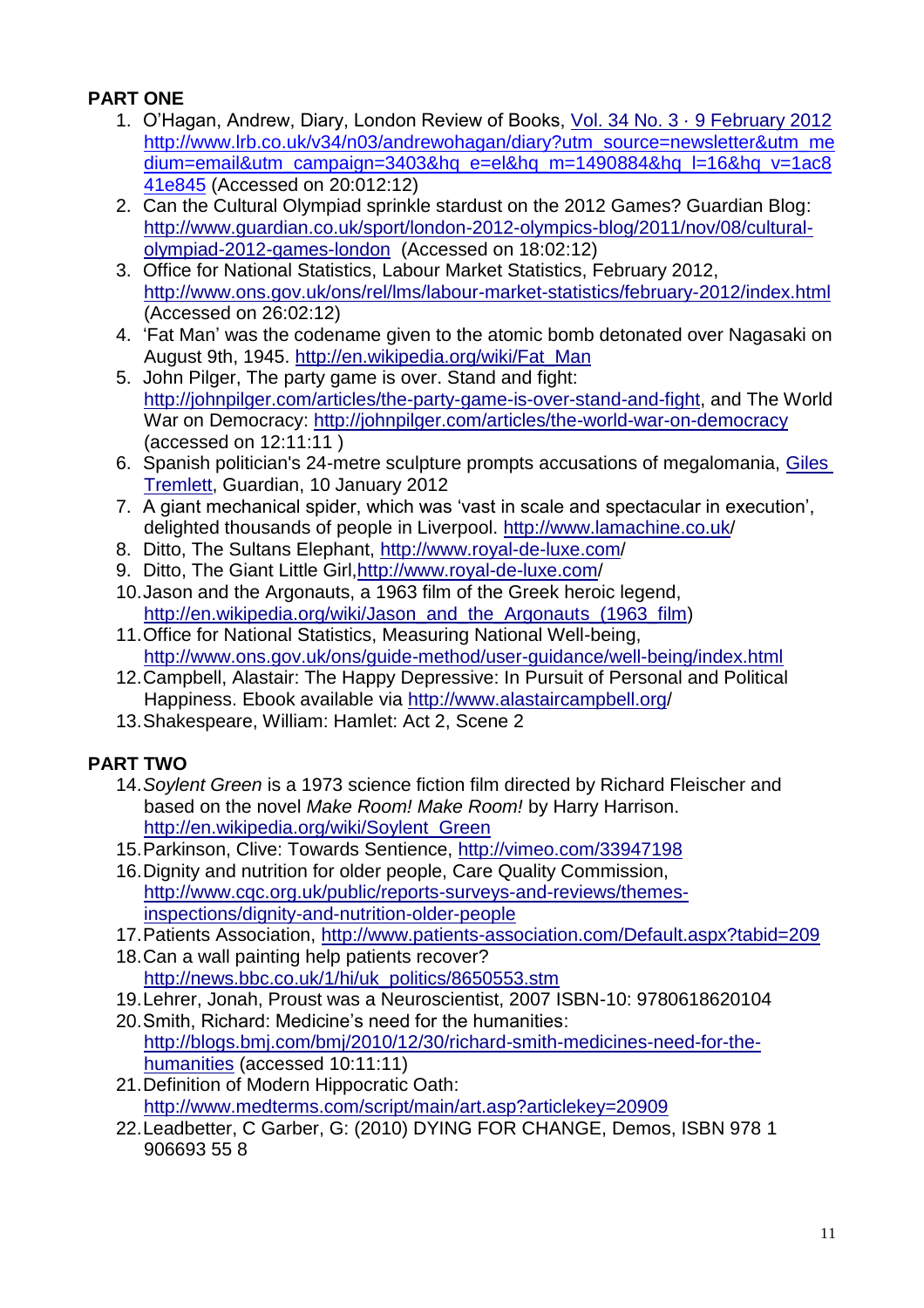**PART ONE**

1. O'Hagan, Andrew, Diary, London Review of Books, Vol. 34 No. 3 · 9 February 2012 http://www.lrb.co.uk/v34/n03/andrewohagan/diary?utm_source=newsletter&utm_medium=email&utm_campaign=3403&hq_e=el&hq_m=1490884&hq_l=16&hq_v=1ac841e845 (Accessed on 20:012:12)
2. Can the Cultural Olympiad sprinkle stardust on the 2012 Games? Guardian Blog: http://www.guardian.co.uk/sport/london-2012-olympics-blog/2011/nov/08/cultural-olympiad-2012-games-london (Accessed on 18:02:12)
3. Office for National Statistics, Labour Market Statistics, February 2012, http://www.ons.gov.uk/ons/rel/lms/labour-market-statistics/february-2012/index.html (Accessed on 26:02:12)
4. 'Fat Man' was the codename given to the atomic bomb detonated over Nagasaki on August 9th, 1945. http://en.wikipedia.org/wiki/Fat_Man
5. John Pilger, The party game is over. Stand and fight: http://johnpilger.com/articles/the-party-game-is-over-stand-and-fight, and The World War on Democracy: http://johnpilger.com/articles/the-world-war-on-democracy (accessed on 12:11:11 )
6. Spanish politician's 24-metre sculpture prompts accusations of megalomania, Giles Tremlett, Guardian, 10 January 2012
7. A giant mechanical spider, which was 'vast in scale and spectacular in execution', delighted thousands of people in Liverpool. http://www.lamachine.co.uk/
8. Ditto, The Sultans Elephant, http://www.royal-de-luxe.com/
9. Ditto, The Giant Little Girl, http://www.royal-de-luxe.com/
10. Jason and the Argonauts, a 1963 film of the Greek heroic legend, http://en.wikipedia.org/wiki/Jason_and_the_Argonauts_(1963_film)
11. Office for National Statistics, Measuring National Well-being, http://www.ons.gov.uk/ons/guide-method/user-guidance/well-being/index.html
12. Campbell, Alastair: The Happy Depressive: In Pursuit of Personal and Political Happiness. Ebook available via http://www.alastaircampbell.org/
13. Shakespeare, William: Hamlet: Act 2, Scene 2

**PART TWO**

14. *Soylent Green* is a 1973 science fiction film directed by Richard Fleischer and based on the novel *Make Room! Make Room!* by Harry Harrison. http://en.wikipedia.org/wiki/Soylent_Green
15. Parkinson, Clive: Towards Sentience, http://vimeo.com/33947198
16. Dignity and nutrition for older people, Care Quality Commission, http://www.cqc.org.uk/public/reports-surveys-and-reviews/themes-inspections/dignity-and-nutrition-older-people
17. Patients Association, http://www.patients-association.com/Default.aspx?tabid=209
18. Can a wall painting help patients recover? http://news.bbc.co.uk/1/hi/uk_politics/8650553.stm
19. Lehrer, Jonah, Proust was a Neuroscientist, 2007 ISBN-10: 9780618620104
20. Smith, Richard: Medicine's need for the humanities: http://blogs.bmj.com/bmj/2010/12/30/richard-smith-medicines-need-for-the-humanities (accessed 10:11:11)
21. Definition of Modern Hippocratic Oath: http://www.medterms.com/script/main/art.asp?articlekey=20909
22. Leadbetter, C Garber, G: (2010) DYING FOR CHANGE, Demos, ISBN 978 1 906693 55 8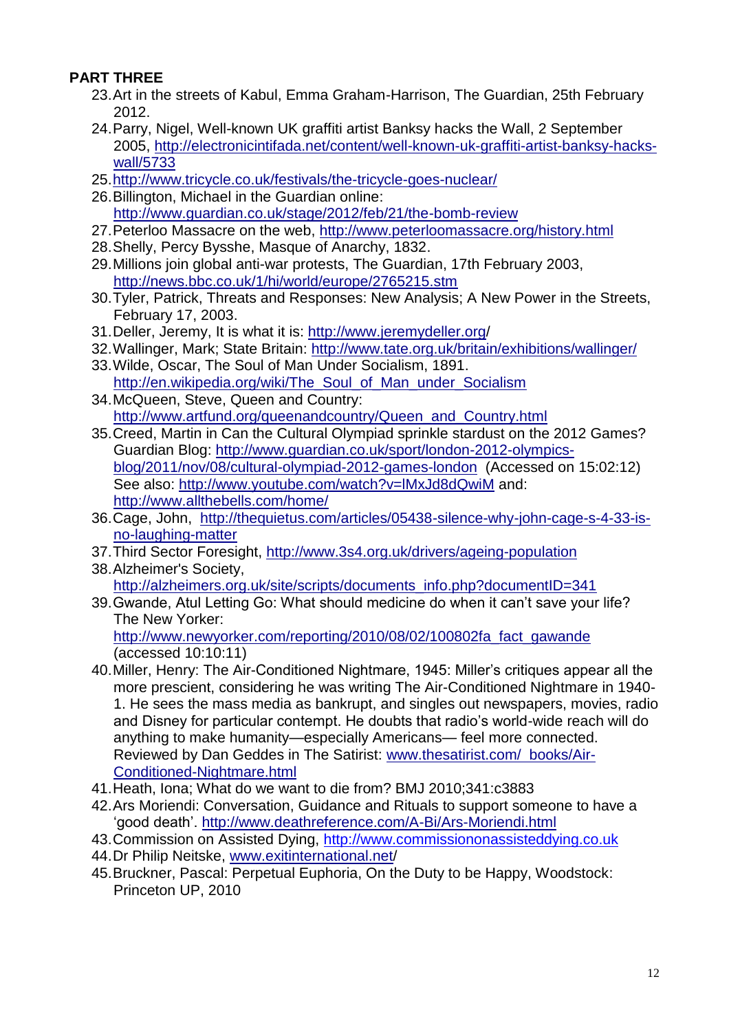**PART THREE**

23. Art in the streets of Kabul, Emma Graham-Harrison, The Guardian, 25th February 2012.
24. Parry, Nigel, Well-known UK graffiti artist Banksy hacks the Wall, 2 September 2005, http://electronicintifada.net/content/well-known-uk-graffiti-artist-banksy-hacks-wall/5733
25. http://www.tricycle.co.uk/festivals/the-tricycle-goes-nuclear/
26. Billington, Michael in the Guardian online: http://www.guardian.co.uk/stage/2012/feb/21/the-bomb-review
27. Peterloo Massacre on the web, http://www.peterloomassacre.org/history.html
28. Shelly, Percy Bysshe, Masque of Anarchy, 1832.
29. Millions join global anti-war protests, The Guardian, 17th February 2003, http://news.bbc.co.uk/1/hi/world/europe/2765215.stm
30. Tyler, Patrick, Threats and Responses: New Analysis; A New Power in the Streets, February 17, 2003.
31. Deller, Jeremy, It is what it is: http://www.jeremydeller.org/
32. Wallinger, Mark; State Britain: http://www.tate.org.uk/britain/exhibitions/wallinger/
33. Wilde, Oscar, The Soul of Man Under Socialism, 1891. http://en.wikipedia.org/wiki/The_Soul_of_Man_under_Socialism
34. McQueen, Steve, Queen and Country: http://www.artfund.org/queenandcountry/Queen_and_Country.html
35. Creed, Martin in Can the Cultural Olympiad sprinkle stardust on the 2012 Games? Guardian Blog: http://www.guardian.co.uk/sport/london-2012-olympics-blog/2011/nov/08/cultural-olympiad-2012-games-london (Accessed on 15:02:12) See also: http://www.youtube.com/watch?v=lMxJd8dQwiM and: http://www.allthebells.com/home/
36. Cage, John, http://thequietus.com/articles/05438-silence-why-john-cage-s-4-33-is-no-laughing-matter
37. Third Sector Foresight, http://www.3s4.org.uk/drivers/ageing-population
38. Alzheimer's Society, http://alzheimers.org.uk/site/scripts/documents_info.php?documentID=341
39. Gwande, Atul Letting Go: What should medicine do when it can't save your life? The New Yorker: http://www.newyorker.com/reporting/2010/08/02/100802fa_fact_gawande (accessed 10:10:11)
40. Miller, Henry: The Air-Conditioned Nightmare, 1945: Miller's critiques appear all the more prescient, considering he was writing The Air-Conditioned Nightmare in 1940-1. He sees the mass media as bankrupt, and singles out newspapers, movies, radio and Disney for particular contempt. He doubts that radio's world-wide reach will do anything to make humanity—especially Americans— feel more connected. Reviewed by Dan Geddes in The Satirist: www.thesatirist.com/_books/Air-Conditioned-Nightmare.html
41. Heath, Iona; What do we want to die from? BMJ 2010;341:c3883
42. Ars Moriendi: Conversation, Guidance and Rituals to support someone to have a 'good death'. http://www.deathreference.com/A-Bi/Ars-Moriendi.html
43. Commission on Assisted Dying, http://www.commissiononassisteddying.co.uk
44. Dr Philip Neitske, www.exitinternational.net/
45. Bruckner, Pascal: Perpetual Euphoria, On the Duty to be Happy, Woodstock: Princeton UP, 2010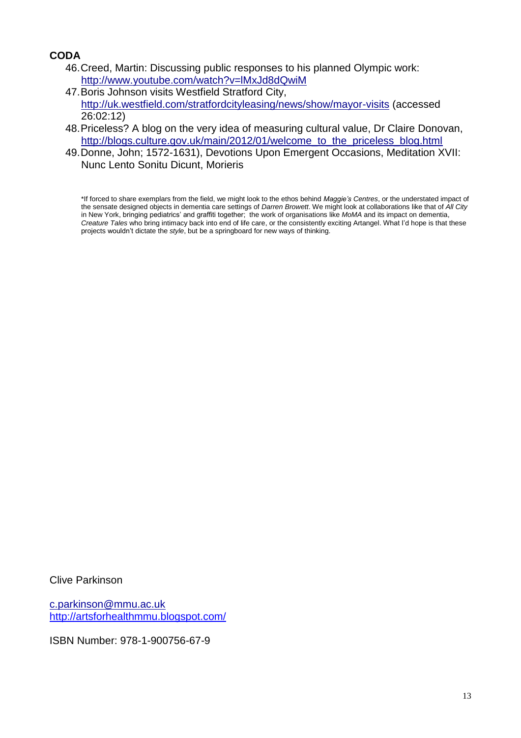**CODA**

46. Creed, Martin: Discussing public responses to his planned Olympic work: http://www.youtube.com/watch?v=lMxJd8dQwiM
47. Boris Johnson visits Westfield Stratford City, http://uk.westfield.com/stratfordcityleasing/news/show/mayor-visits (accessed 26:02:12)
48. Priceless? A blog on the very idea of measuring cultural value, Dr Claire Donovan, http://blogs.culture.gov.uk/main/2012/01/welcome_to_the_priceless_blog.html
49. Donne, John; 1572-1631), Devotions Upon Emergent Occasions, Meditation XVII: Nunc Lento Sonitu Dicunt, Morieris

*If forced to share exemplars from the field, we might look to the ethos behind *Maggie's Centres*, or the understated impact of the sensate designed objects in dementia care settings of *Darren Browett*. We might look at collaborations like that of *All City* in New York, bringing pediatrics' and graffiti together; the work of organisations like *MoMA* and its impact on dementia, *Creature Tales* who bring intimacy back into end of life care, or the consistently exciting Artangel. What I'd hope is that these projects wouldn't dictate the *style*, but be a springboard for new ways of thinking.

Clive Parkinson

c.parkinson@mmu.ac.uk
http://artsforhealthmmu.blogspot.com/

ISBN Number: 978-1-900756-67-9